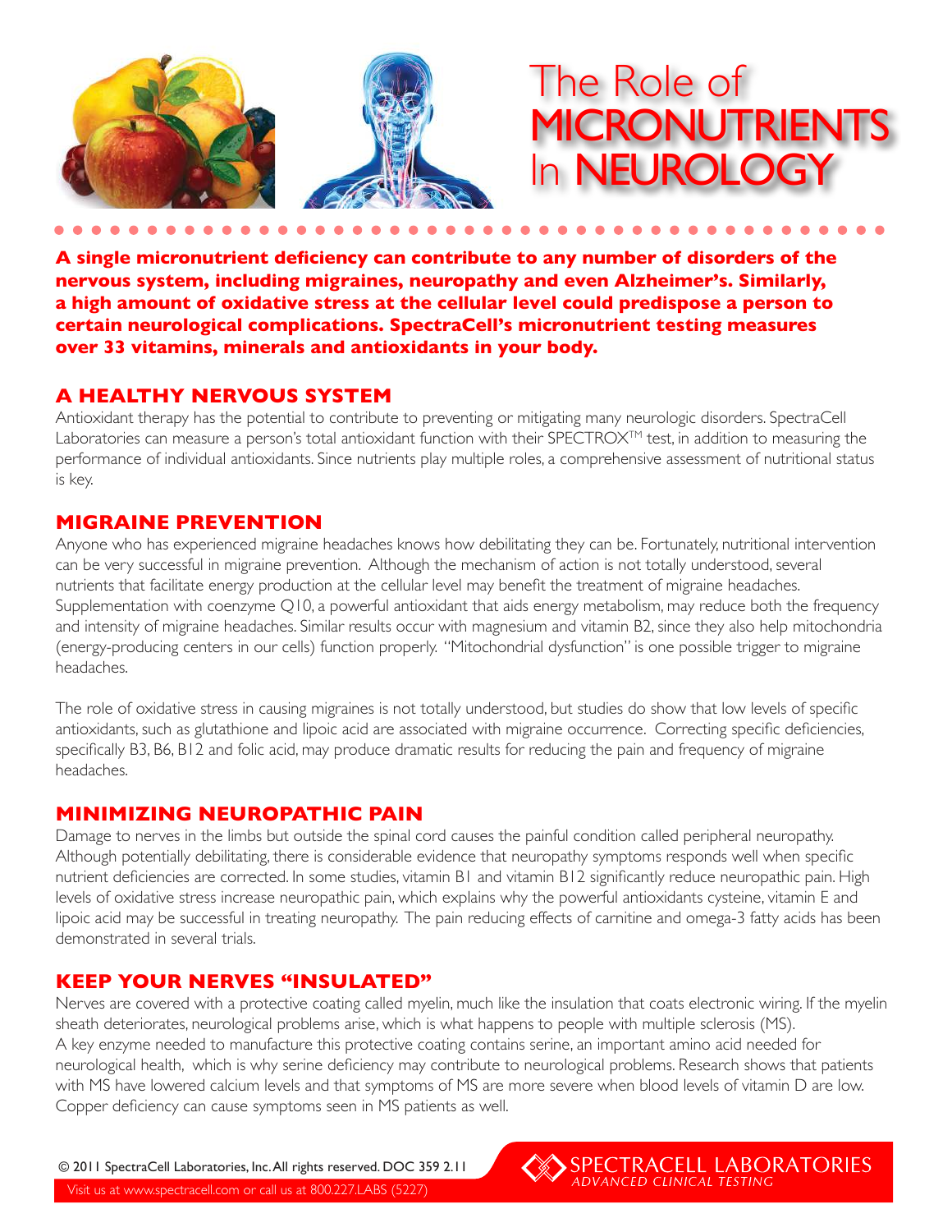# The Role of MICRONUTRIENTS In NEUROLOGY

**A single micronutrient deficiency can contribute to any number of disorders of the nervous system, including migraines, neuropathy and even Alzheimer's. Similarly, a high amount of oxidative stress at the cellular level could predispose a person to certain neurological complications. SpectraCell's micronutrient testing measures over 33 vitamins, minerals and antioxidants in your body.**

## A HEALTHY NERVOUS SYSTEM

Antioxidant therapy has the potential to contribute to preventing or mitigating many neurologic disorders. SpectraCell Laboratories can measure a person's total antioxidant function with their SPECTROX™ test, in addition to measuring the performance of individual antioxidants. Since nutrients play multiple roles, a comprehensive assessment of nutritional status is key.

## MIGRAINE PREVENTION

Anyone who has experienced migraine headaches knows how debilitating they can be. Fortunately, nutritional intervention can be very successful in migraine prevention. Although the mechanism of action is not totally understood, several nutrients that facilitate energy production at the cellular level may benefit the treatment of migraine headaches. Supplementation with coenzyme Q10, a powerful antioxidant that aids energy metabolism, may reduce both the frequency and intensity of migraine headaches. Similar results occur with magnesium and vitamin B2, since they also help mitochondria (energy-producing centers in our cells) function properly. "Mitochondrial dysfunction" is one possible trigger to migraine headaches.

The role of oxidative stress in causing migraines is not totally understood, but studies do show that low levels of specific antioxidants, such as glutathione and lipoic acid are associated with migraine occurrence. Correcting specific deficiencies, specifically B3, B6, B12 and folic acid, may produce dramatic results for reducing the pain and frequency of migraine headaches.

## MINIMIZING NEUROPATHIC PAIN

Damage to nerves in the limbs but outside the spinal cord causes the painful condition called peripheral neuropathy. Although potentially debilitating, there is considerable evidence that neuropathy symptoms responds well when specific nutrient deficiencies are corrected. In some studies, vitamin B1 and vitamin B12 significantly reduce neuropathic pain. High levels of oxidative stress increase neuropathic pain, which explains why the powerful antioxidants cysteine, vitamin E and lipoic acid may be successful in treating neuropathy. The pain reducing effects of carnitine and omega-3 fatty acids has been demonstrated in several trials.

## KEEP YOUR NERVES "INSULATED"

Nerves are covered with a protective coating called myelin, much like the insulation that coats electronic wiring. If the myelin sheath deteriorates, neurological problems arise, which is what happens to people with multiple sclerosis (MS). A key enzyme needed to manufacture this protective coating contains serine, an important amino acid needed for neurological health, which is why serine deficiency may contribute to neurological problems. Research shows that patients with MS have lowered calcium levels and that symptoms of MS are more severe when blood levels of vitamin D are low. Copper deficiency can cause symptoms seen in MS patients as well.

© 2011 SpectraCell Laboratories, Inc. All rights reserved. DOC 359 2.11

Visit us at www.spectracell.com or call us at 800.227.LABS (5227)

SPECTRACELL LABORATORIES
*ADVANCED CLINICAL TESTING*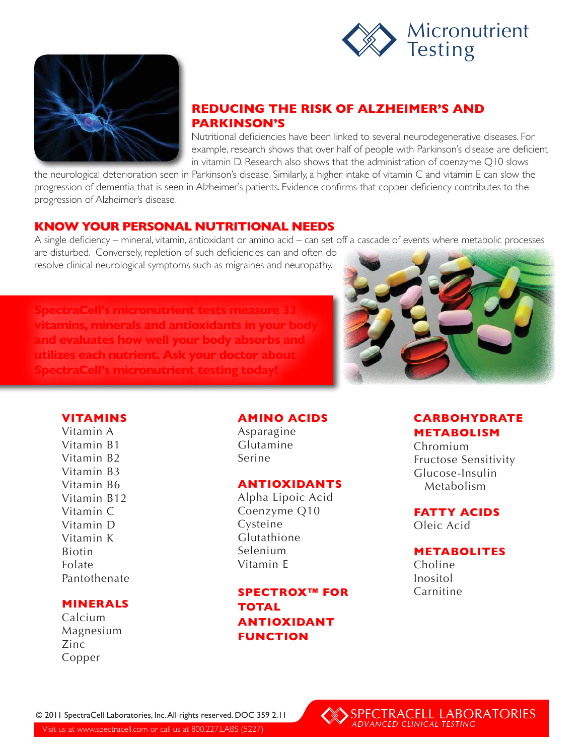Micronutrient Testing

## REDUCING THE RISK OF ALZHEIMER'S AND PARKINSON'S

Nutritional deficiencies have been linked to several neurodegenerative diseases. For example, research shows that over half of people with Parkinson's disease are deficient in vitamin D. Research also shows that the administration of coenzyme Q10 slows the neurological deterioration seen in Parkinson's disease. Similarly, a higher intake of vitamin C and vitamin E can slow the progression of dementia that is seen in Alzheimer's patients. Evidence confirms that copper deficiency contributes to the progression of Alzheimer's disease.

## KNOW YOUR PERSONAL NUTRITIONAL NEEDS

A single deficiency – mineral, vitamin, antioxidant or amino acid – can set off a cascade of events where metabolic processes are disturbed. Conversely, repletion of such deficiencies can and often do resolve clinical neurological symptoms such as migraines and neuropathy.

**SpectraCell's micronutrient tests measure 33 vitamins, minerals and antioxidants in your body and evaluates how well your body absorbs and utilizes each nutrient. Ask your doctor about SpectraCell's micronutrient testing today!**

### VITAMINS

Vitamin A
Vitamin B1
Vitamin B2
Vitamin B3
Vitamin B6
Vitamin B12
Vitamin C
Vitamin D
Vitamin K
Biotin
Folate
Pantothenate

### MINERALS

Calcium
Magnesium
Zinc
Copper

### AMINO ACIDS

Asparagine
Glutamine
Serine

### ANTIOXIDANTS

Alpha Lipoic Acid
Coenzyme Q10
Cysteine
Glutathione
Selenium
Vitamin E

### SPECTROX™ FOR TOTAL ANTIOXIDANT FUNCTION

### CARBOHYDRATE METABOLISM

Chromium
Fructose Sensitivity
Glucose-Insulin Metabolism

### FATTY ACIDS

Oleic Acid

### METABOLITES

Choline
Inositol
Carnitine

© 2011 SpectraCell Laboratories, Inc. All rights reserved. DOC 359 2.11

Visit us at www.spectracell.com or call us at 800.227.LABS (5227)

SPECTRACELL LABORATORIES
*ADVANCED CLINICAL TESTING*